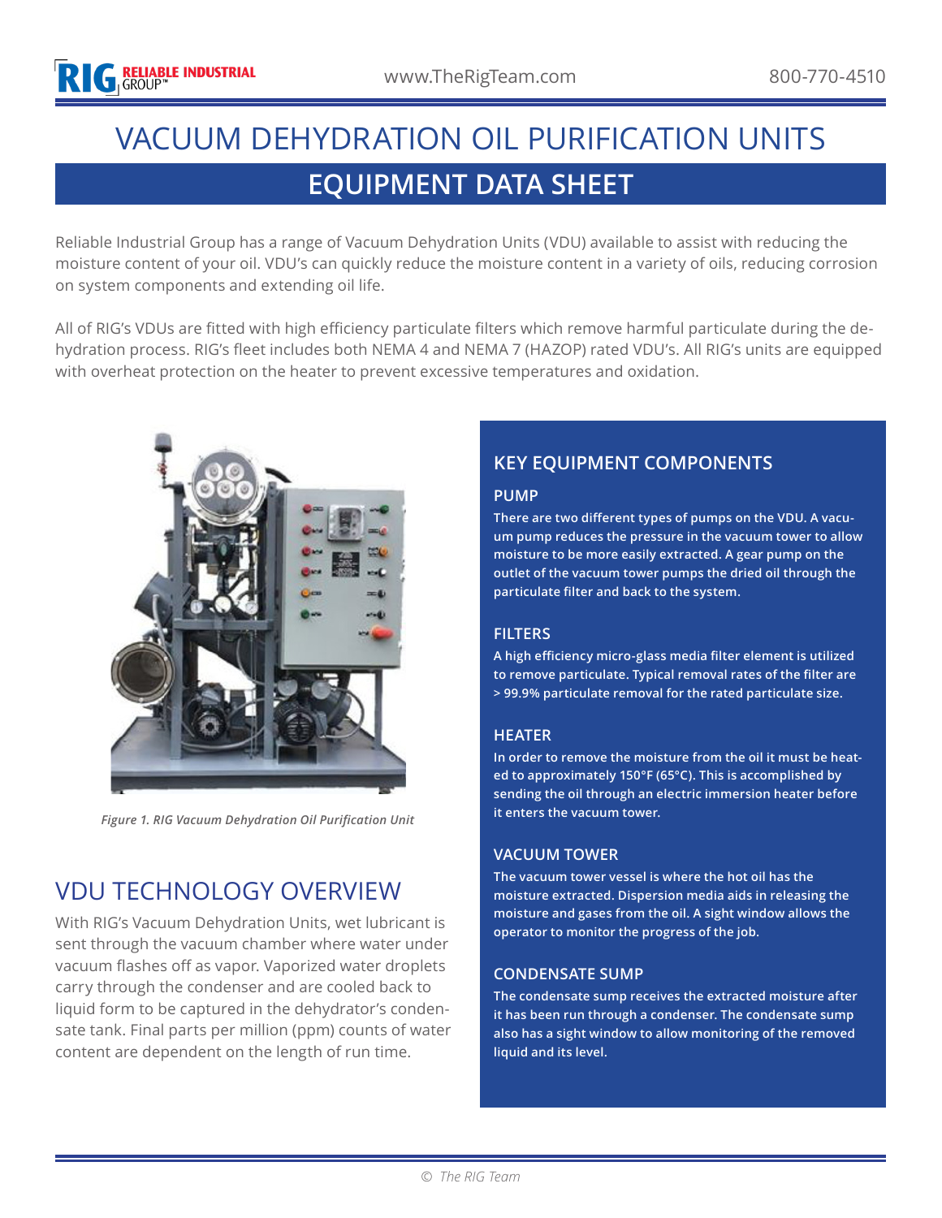# VACUUM DEHYDRATION OIL PURIFICATION UNITS

## EQUIPMENT DATA SHEET

Reliable Industrial Group has a range of Vacuum Dehydration Units (VDU) available to assist with reducing the moisture content of your oil. VDU's can quickly reduce the moisture content in a variety of oils, reducing corrosion on system components and extending oil life.

All of RIG's VDUs are fitted with high efficiency particulate filters which remove harmful particulate during the dehydration process. RIG's fleet includes both NEMA 4 and NEMA 7 (HAZOP) rated VDU's. All RIG's units are equipped with overheat protection on the heater to prevent excessive temperatures and oxidation.

*Figure 1. RIG Vacuum Dehydration Oil Purification Unit*

## VDU TECHNOLOGY OVERVIEW

With RIG's Vacuum Dehydration Units, wet lubricant is sent through the vacuum chamber where water under vacuum flashes off as vapor. Vaporized water droplets carry through the condenser and are cooled back to liquid form to be captured in the dehydrator's condensate tank. Final parts per million (ppm) counts of water content are dependent on the length of run time.

## KEY EQUIPMENT COMPONENTS

### PUMP

There are two different types of pumps on the VDU. A vacuum pump reduces the pressure in the vacuum tower to allow moisture to be more easily extracted. A gear pump on the outlet of the vacuum tower pumps the dried oil through the particulate filter and back to the system.

### FILTERS

A high efficiency micro-glass media filter element is utilized to remove particulate. Typical removal rates of the filter are > 99.9% particulate removal for the rated particulate size.

### HEATER

In order to remove the moisture from the oil it must be heated to approximately 150°F (65°C). This is accomplished by sending the oil through an electric immersion heater before it enters the vacuum tower.

### VACUUM TOWER

The vacuum tower vessel is where the hot oil has the moisture extracted. Dispersion media aids in releasing the moisture and gases from the oil. A sight window allows the operator to monitor the progress of the job.

### CONDENSATE SUMP

The condensate sump receives the extracted moisture after it has been run through a condenser. The condensate sump also has a sight window to allow monitoring of the removed liquid and its level.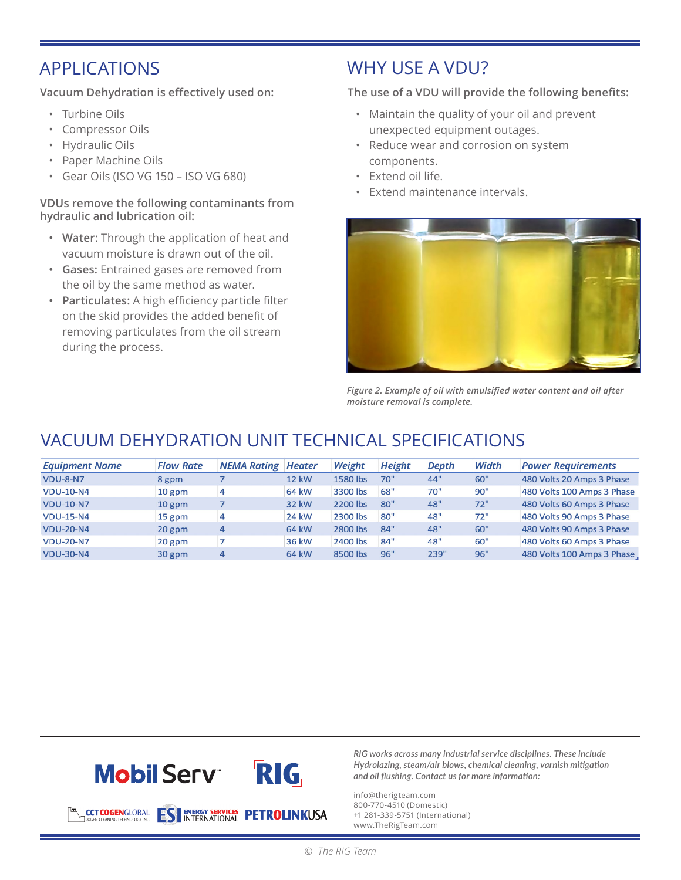## APPLICATIONS

**Vacuum Dehydration is effectively used on:**

- Turbine Oils
- Compressor Oils
- Hydraulic Oils
- Paper Machine Oils
- Gear Oils (ISO VG 150 – ISO VG 680)

**VDUs remove the following contaminants from hydraulic and lubrication oil:**

- **Water:** Through the application of heat and vacuum moisture is drawn out of the oil.
- **Gases:** Entrained gases are removed from the oil by the same method as water.
- **Particulates:** A high efficiency particle filter on the skid provides the added benefit of removing particulates from the oil stream during the process.

## WHY USE A VDU?

**The use of a VDU will provide the following benefits:**

- Maintain the quality of your oil and prevent unexpected equipment outages.
- Reduce wear and corrosion on system components.
- Extend oil life.
- Extend maintenance intervals.

*Figure 2. Example of oil with emulsified water content and oil after moisture removal is complete.*

## VACUUM DEHYDRATION UNIT TECHNICAL SPECIFICATIONS

| *Equipment Name* | *Flow Rate* | *NEMA Rating* | *Heater* | *Weight* | *Height* | *Depth* | *Width* | *Power Requirements* |
|---|---|---|---|---|---|---|---|---|
| VDU-8-N7 | 8 gpm | 7 | 12 kW | 1580 lbs | 70" | 44" | 60" | 480 Volts 20 Amps 3 Phase |
| VDU-10-N4 | 10 gpm | 4 | 64 kW | 3300 lbs | 68" | 70" | 90" | 480 Volts 100 Amps 3 Phase |
| VDU-10-N7 | 10 gpm | 7 | 32 kW | 2200 lbs | 80" | 48" | 72" | 480 Volts 60 Amps 3 Phase |
| VDU-15-N4 | 15 gpm | 4 | 24 kW | 2300 lbs | 80" | 48" | 72" | 480 Volts 90 Amps 3 Phase |
| VDU-20-N4 | 20 gpm | 4 | 64 kW | 2800 lbs | 84" | 48" | 60" | 480 Volts 90 Amps 3 Phase |
| VDU-20-N7 | 20 gpm | 7 | 36 kW | 2400 lbs | 84" | 48" | 60" | 480 Volts 60 Amps 3 Phase |
| VDU-30-N4 | 30 gpm | 4 | 64 kW | 8500 lbs | 96" | 239" | 96" | 480 Volts 100 Amps 3 Phase |

Mobil Serv | RIG

CCTCOGENGLOBAL COGEN CLEANING TECHNOLOGY INC. | ESI ENERGY SERVICES INTERNATIONAL | PETROLINKUSA

*RIG works across many industrial service disciplines. These include Hydrolazing, steam/air blows, chemical cleaning, varnish mitigation and oil flushing. Contact us for more information:*

info@therigteam.com
800-770-4510 (Domestic)
+1 281-339-5751 (International)
www.TheRigTeam.com

© *The RIG Team*